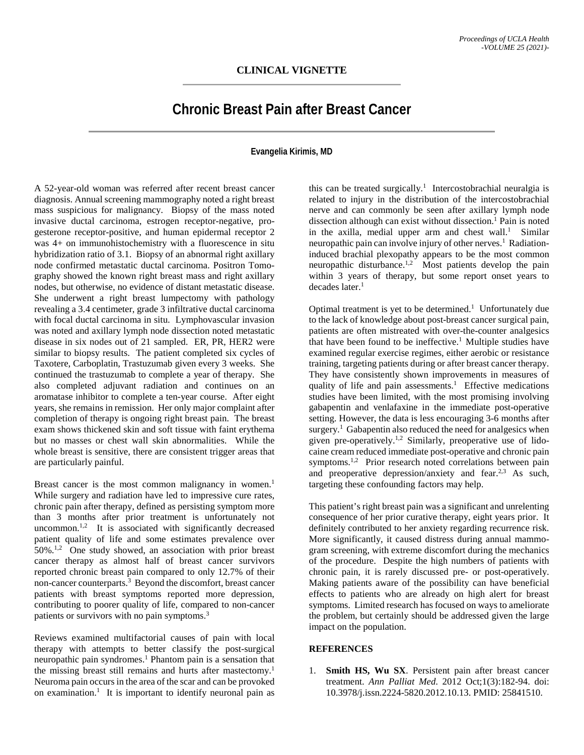## CLINICAL VIGNETTE

# Chronic Breast Pain after Breast Cancer

**Evangelia Kirimis, MD**

A 52-year-old woman was referred after recent breast cancer diagnosis. Annual screening mammography noted a right breast mass suspicious for malignancy. Biopsy of the mass noted invasive ductal carcinoma, estrogen receptor-negative, progesterone receptor-positive, and human epidermal receptor 2 was 4+ on immunohistochemistry with a fluorescence in situ hybridization ratio of 3.1. Biopsy of an abnormal right axillary node confirmed metastatic ductal carcinoma. Positron Tomography showed the known right breast mass and right axillary nodes, but otherwise, no evidence of distant metastatic disease. She underwent a right breast lumpectomy with pathology revealing a 3.4 centimeter, grade 3 infiltrative ductal carcinoma with focal ductal carcinoma in situ. Lymphovascular invasion was noted and axillary lymph node dissection noted metastatic disease in six nodes out of 21 sampled. ER, PR, HER2 were similar to biopsy results. The patient completed six cycles of Taxotere, Carboplatin, Trastuzumab given every 3 weeks. She continued the trastuzumab to complete a year of therapy. She also completed adjuvant radiation and continues on an aromatase inhibitor to complete a ten-year course. After eight years, she remains in remission. Her only major complaint after completion of therapy is ongoing right breast pain. The breast exam shows thickened skin and soft tissue with faint erythema but no masses or chest wall skin abnormalities. While the whole breast is sensitive, there are consistent trigger areas that are particularly painful.

Breast cancer is the most common malignancy in women.[1] While surgery and radiation have led to impressive cure rates, chronic pain after therapy, defined as persisting symptom more than 3 months after prior treatment is unfortunately not uncommon.[1,2] It is associated with significantly decreased patient quality of life and some estimates prevalence over 50%.[1,2] One study showed, an association with prior breast cancer therapy as almost half of breast cancer survivors reported chronic breast pain compared to only 12.7% of their non-cancer counterparts.[3] Beyond the discomfort, breast cancer patients with breast symptoms reported more depression, contributing to poorer quality of life, compared to non-cancer patients or survivors with no pain symptoms.[3]

Reviews examined multifactorial causes of pain with local therapy with attempts to better classify the post-surgical neuropathic pain syndromes.[1] Phantom pain is a sensation that the missing breast still remains and hurts after mastectomy.[1] Neuroma pain occurs in the area of the scar and can be provoked on examination.[1] It is important to identify neuronal pain as this can be treated surgically.[1] Intercostobrachial neuralgia is related to injury in the distribution of the intercostobrachial nerve and can commonly be seen after axillary lymph node dissection although can exist without dissection.[1] Pain is noted in the axilla, medial upper arm and chest wall.[1] Similar neuropathic pain can involve injury of other nerves.[1] Radiation-induced brachial plexopathy appears to be the most common neuropathic disturbance.[1,2] Most patients develop the pain within 3 years of therapy, but some report onset years to decades later.[1]

Optimal treatment is yet to be determined.[1] Unfortunately due to the lack of knowledge about post-breast cancer surgical pain, patients are often mistreated with over-the-counter analgesics that have been found to be ineffective.[1] Multiple studies have examined regular exercise regimes, either aerobic or resistance training, targeting patients during or after breast cancer therapy. They have consistently shown improvements in measures of quality of life and pain assessments.[1] Effective medications studies have been limited, with the most promising involving gabapentin and venlafaxine in the immediate post-operative setting. However, the data is less encouraging 3-6 months after surgery.[1] Gabapentin also reduced the need for analgesics when given pre-operatively.[1,2] Similarly, preoperative use of lidocaine cream reduced immediate post-operative and chronic pain symptoms.[1,2] Prior research noted correlations between pain and preoperative depression/anxiety and fear.[2,3] As such, targeting these confounding factors may help.

This patient's right breast pain was a significant and unrelenting consequence of her prior curative therapy, eight years prior. It definitely contributed to her anxiety regarding recurrence risk. More significantly, it caused distress during annual mammogram screening, with extreme discomfort during the mechanics of the procedure. Despite the high numbers of patients with chronic pain, it is rarely discussed pre- or post-operatively. Making patients aware of the possibility can have beneficial effects to patients who are already on high alert for breast symptoms. Limited research has focused on ways to ameliorate the problem, but certainly should be addressed given the large impact on the population.

## REFERENCES

1. **Smith HS, Wu SX**. Persistent pain after breast cancer treatment. *Ann Palliat Med*. 2012 Oct;1(3):182-94. doi: 10.3978/j.issn.2224-5820.2012.10.13. PMID: 25841510.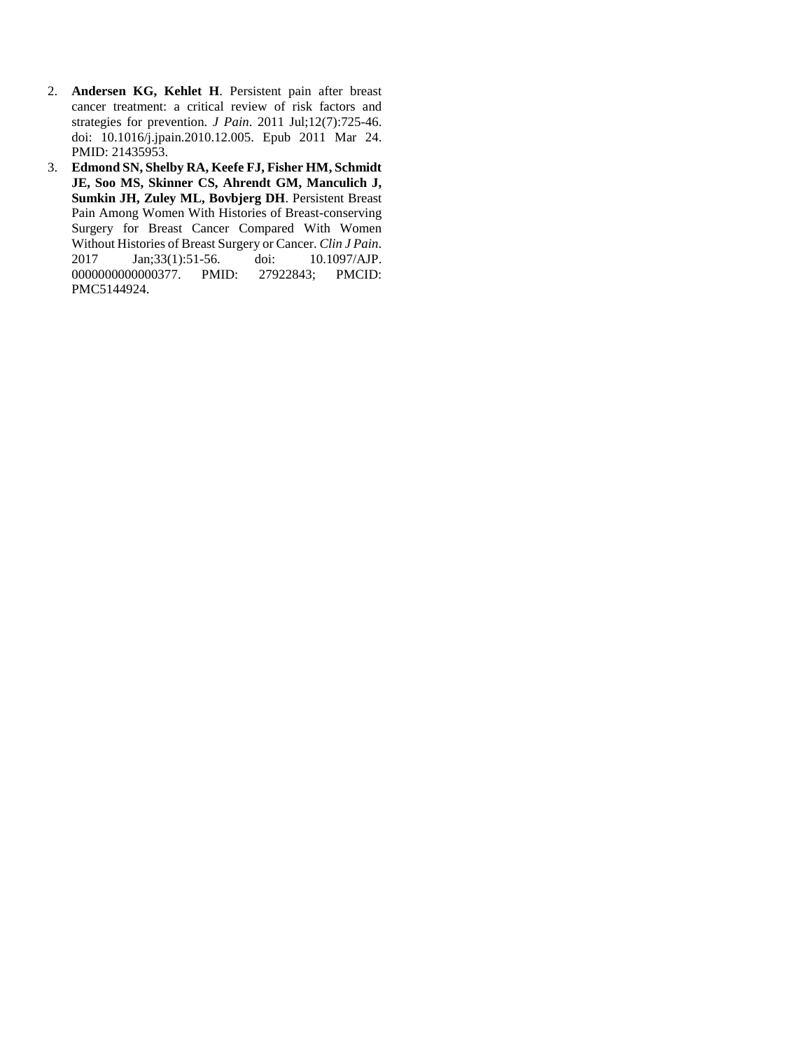2. **Andersen KG, Kehlet H**. Persistent pain after breast cancer treatment: a critical review of risk factors and strategies for prevention. *J Pain*. 2011 Jul;12(7):725-46. doi: 10.1016/j.jpain.2010.12.005. Epub 2011 Mar 24. PMID: 21435953.
3. **Edmond SN, Shelby RA, Keefe FJ, Fisher HM, Schmidt JE, Soo MS, Skinner CS, Ahrendt GM, Manculich J, Sumkin JH, Zuley ML, Bovbjerg DH**. Persistent Breast Pain Among Women With Histories of Breast-conserving Surgery for Breast Cancer Compared With Women Without Histories of Breast Surgery or Cancer. *Clin J Pain*. 2017 Jan;33(1):51-56. doi: 10.1097/AJP.0000000000000377. PMID: 27922843; PMCID: PMC5144924.